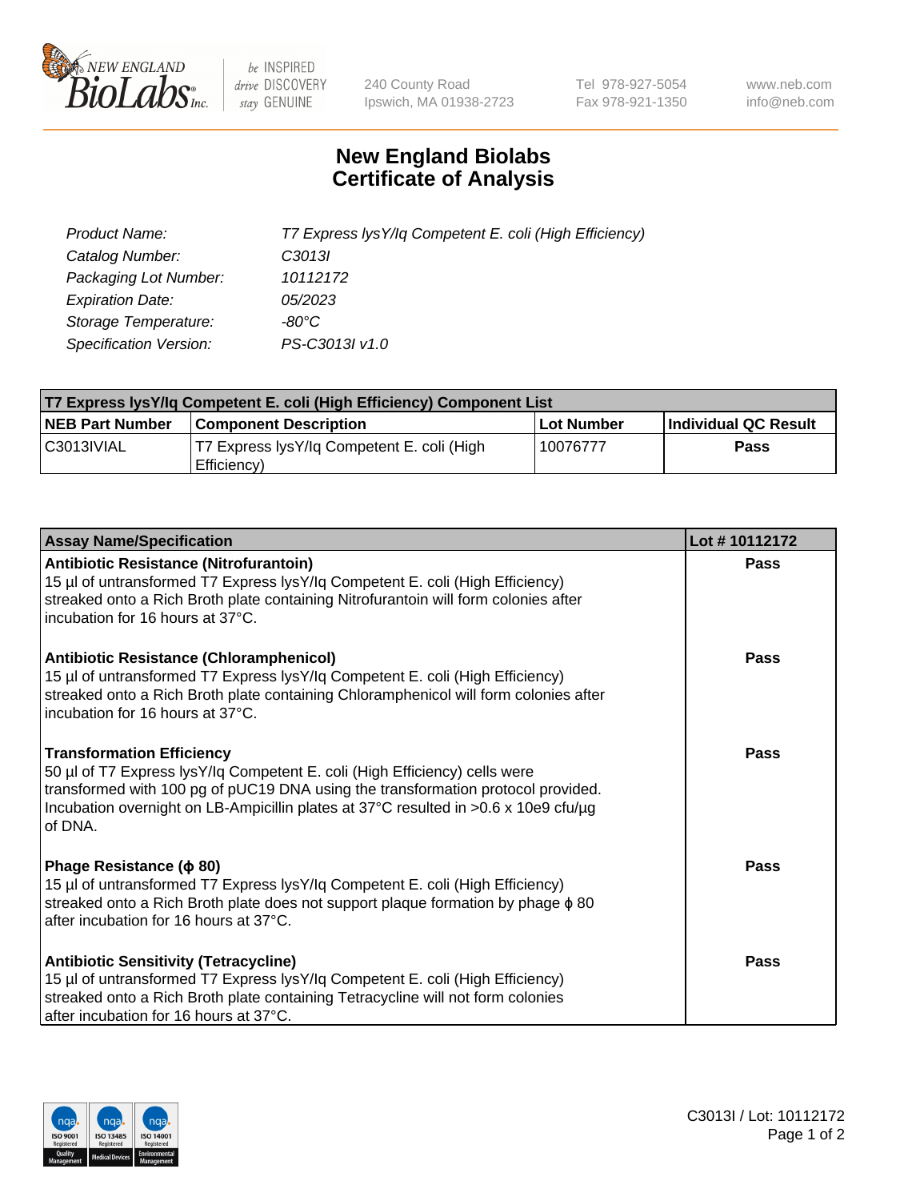# New England Biolabs Certificate of Analysis

| | |
|---|---|
| *Product Name:* | *T7 Express lysY/Iq Competent E. coli (High Efficiency)* |
| *Catalog Number:* | *C3013I* |
| *Packaging Lot Number:* | *10112172* |
| *Expiration Date:* | *05/2023* |
| *Storage Temperature:* | *-80°C* |
| *Specification Version:* | *PS-C3013I v1.0* |

| T7 Express lysY/Iq Competent E. coli (High Efficiency) Component List | | | |
|---|---|---|---|
| **NEB Part Number** | **Component Description** | **Lot Number** | **Individual QC Result** |
| C3013IVIAL | T7 Express lysY/Iq Competent E. coli (High Efficiency) | 10076777 | **Pass** |

| Assay Name/Specification | Lot # 10112172 |
|---|---|
| **Antibiotic Resistance (Nitrofurantoin)**<br>15 µl of untransformed T7 Express lysY/Iq Competent E. coli (High Efficiency) streaked onto a Rich Broth plate containing Nitrofurantoin will form colonies after incubation for 16 hours at 37°C. | **Pass** |
| **Antibiotic Resistance (Chloramphenicol)**<br>15 µl of untransformed T7 Express lysY/Iq Competent E. coli (High Efficiency) streaked onto a Rich Broth plate containing Chloramphenicol will form colonies after incubation for 16 hours at 37°C. | **Pass** |
| **Transformation Efficiency**<br>50 µl of T7 Express lysY/Iq Competent E. coli (High Efficiency) cells were transformed with 100 pg of pUC19 DNA using the transformation protocol provided. Incubation overnight on LB-Ampicillin plates at 37°C resulted in >0.6 x 10e9 cfu/µg of DNA. | **Pass** |
| **Phage Resistance (ϕ 80)**<br>15 µl of untransformed T7 Express lysY/Iq Competent E. coli (High Efficiency) streaked onto a Rich Broth plate does not support plaque formation by phage ϕ 80 after incubation for 16 hours at 37°C. | **Pass** |
| **Antibiotic Sensitivity (Tetracycline)**<br>15 µl of untransformed T7 Express lysY/Iq Competent E. coli (High Efficiency) streaked onto a Rich Broth plate containing Tetracycline will not form colonies after incubation for 16 hours at 37°C. | **Pass** |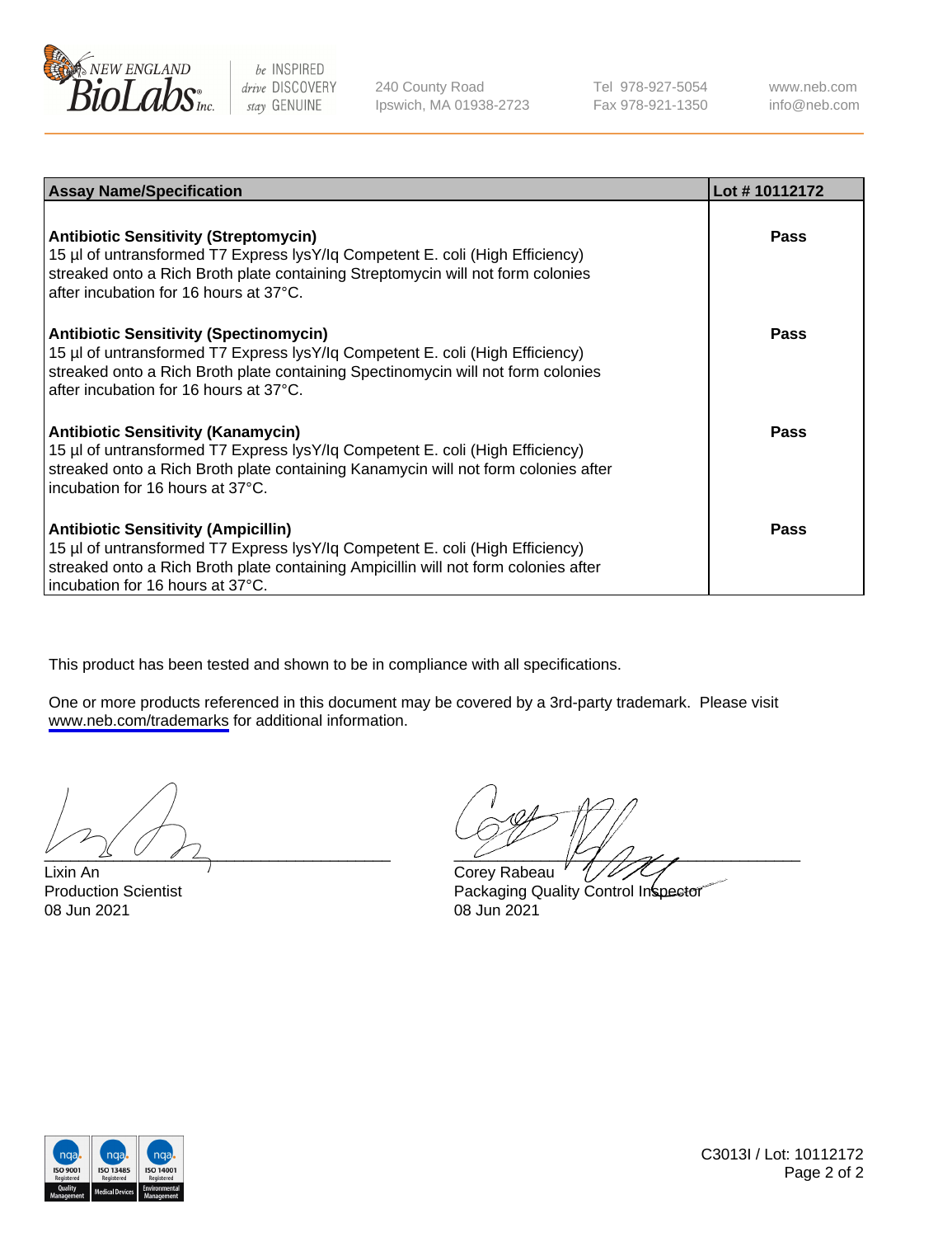NEW ENGLAND BioLabs Inc. | be INSPIRED drive DISCOVERY stay GENUINE | 240 County Road Ipswich, MA 01938-2723 | Tel 978-927-5054 Fax 978-921-1350 | www.neb.com info@neb.com

| Assay Name/Specification | Lot # 10112172 |
|---|---|
| **Antibiotic Sensitivity (Streptomycin)**<br>15 µl of untransformed T7 Express lysY/Iq Competent E. coli (High Efficiency) streaked onto a Rich Broth plate containing Streptomycin will not form colonies after incubation for 16 hours at 37°C. | **Pass** |
| **Antibiotic Sensitivity (Spectinomycin)**<br>15 µl of untransformed T7 Express lysY/Iq Competent E. coli (High Efficiency) streaked onto a Rich Broth plate containing Spectinomycin will not form colonies after incubation for 16 hours at 37°C. | **Pass** |
| **Antibiotic Sensitivity (Kanamycin)**<br>15 µl of untransformed T7 Express lysY/Iq Competent E. coli (High Efficiency) streaked onto a Rich Broth plate containing Kanamycin will not form colonies after incubation for 16 hours at 37°C. | **Pass** |
| **Antibiotic Sensitivity (Ampicillin)**<br>15 µl of untransformed T7 Express lysY/Iq Competent E. coli (High Efficiency) streaked onto a Rich Broth plate containing Ampicillin will not form colonies after incubation for 16 hours at 37°C. | **Pass** |

This product has been tested and shown to be in compliance with all specifications.

One or more products referenced in this document may be covered by a 3rd-party trademark. Please visit www.neb.com/trademarks for additional information.

Lixin An
Production Scientist
08 Jun 2021

Corey Rabeau
Packaging Quality Control Inspector
08 Jun 2021

C3013I / Lot: 10112172